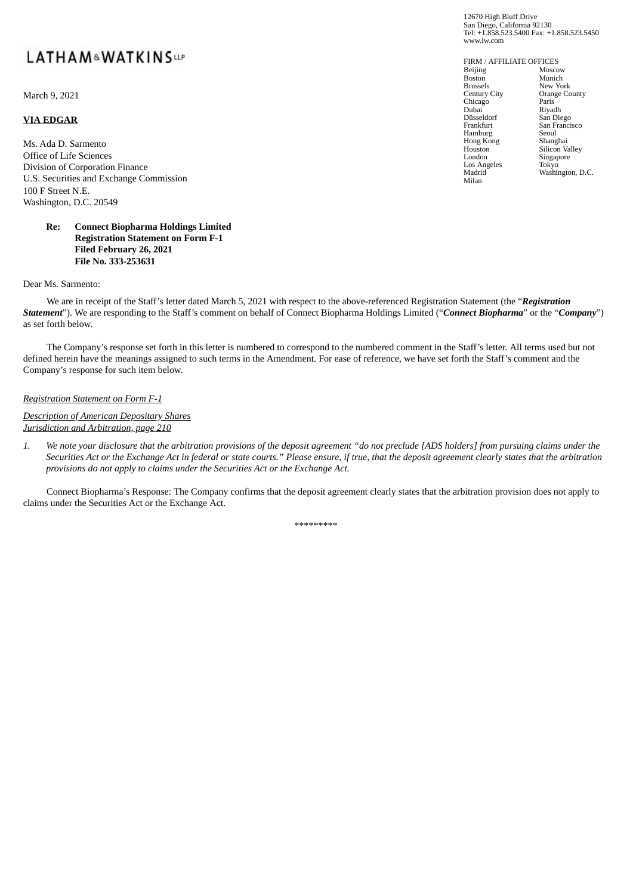# LATHAM & WATKINS LLP

12670 High Bluff Drive
San Diego, California 92130
Tel: +1.858.523.5400 Fax: +1.858.523.5450
www.lw.com

FIRM / AFFILIATE OFFICES

| | |
|---|---|
| Beijing | Moscow |
| Boston | Munich |
| Brussels | New York |
| Century City | Orange County |
| Chicago | Paris |
| Dubai | Riyadh |
| Düsseldorf | San Diego |
| Frankfurt | San Francisco |
| Hamburg | Seoul |
| Hong Kong | Shanghai |
| Houston | Silicon Valley |
| London | Singapore |
| Los Angeles | Tokyo |
| Madrid | Washington, D.C. |
| Milan | |

March 9, 2021

**VIA EDGAR**

Ms. Ada D. Sarmento
Office of Life Sciences
Division of Corporation Finance
U.S. Securities and Exchange Commission
100 F Street N.E.
Washington, D.C. 20549

**Re: Connect Biopharma Holdings Limited**
**Registration Statement on Form F-1**
**Filed February 26, 2021**
**File No. 333-253631**

Dear Ms. Sarmento:

We are in receipt of the Staff's letter dated March 5, 2021 with respect to the above-referenced Registration Statement (the "***Registration Statement***"). We are responding to the Staff's comment on behalf of Connect Biopharma Holdings Limited ("***Connect Biopharma***" or the "***Company***") as set forth below.

The Company's response set forth in this letter is numbered to correspond to the numbered comment in the Staff's letter. All terms used but not defined herein have the meanings assigned to such terms in the Amendment. For ease of reference, we have set forth the Staff's comment and the Company's response for such item below.

*Registration Statement on Form F-1*

*Description of American Depositary Shares*
*Jurisdiction and Arbitration, page 210*

1. *We note your disclosure that the arbitration provisions of the deposit agreement "do not preclude [ADS holders] from pursuing claims under the Securities Act or the Exchange Act in federal or state courts." Please ensure, if true, that the deposit agreement clearly states that the arbitration provisions do not apply to claims under the Securities Act or the Exchange Act.*

Connect Biopharma's Response: The Company confirms that the deposit agreement clearly states that the arbitration provision does not apply to claims under the Securities Act or the Exchange Act.

*********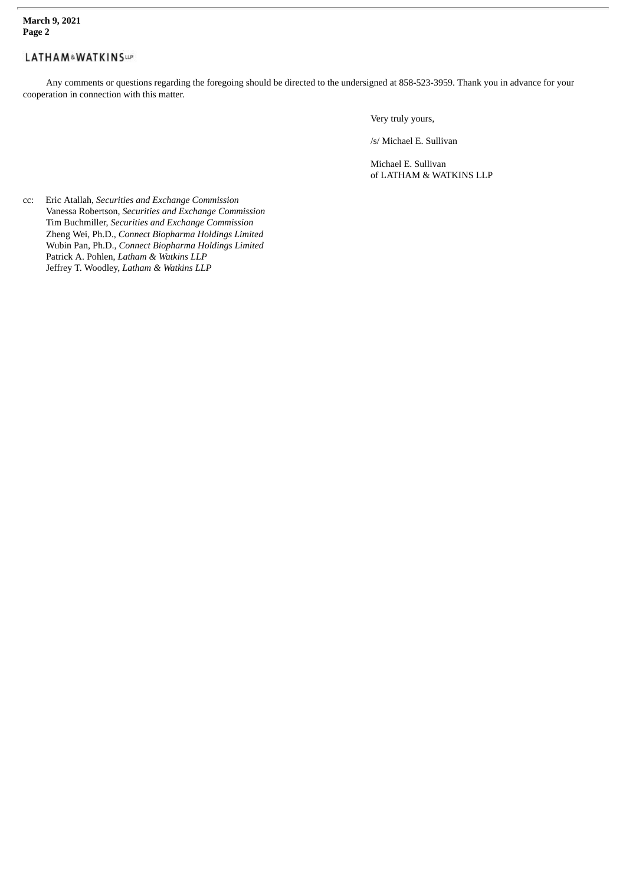Any comments or questions regarding the foregoing should be directed to the undersigned at 858-523-3959. Thank you in advance for your cooperation in connection with this matter.

Very truly yours,

/s/ Michael E. Sullivan

Michael E. Sullivan
of LATHAM & WATKINS LLP

cc: Eric Atallah, *Securities and Exchange Commission*
Vanessa Robertson, *Securities and Exchange Commission*
Tim Buchmiller, *Securities and Exchange Commission*
Zheng Wei, Ph.D., *Connect Biopharma Holdings Limited*
Wubin Pan, Ph.D., *Connect Biopharma Holdings Limited*
Patrick A. Pohlen, *Latham & Watkins LLP*
Jeffrey T. Woodley, *Latham & Watkins LLP*